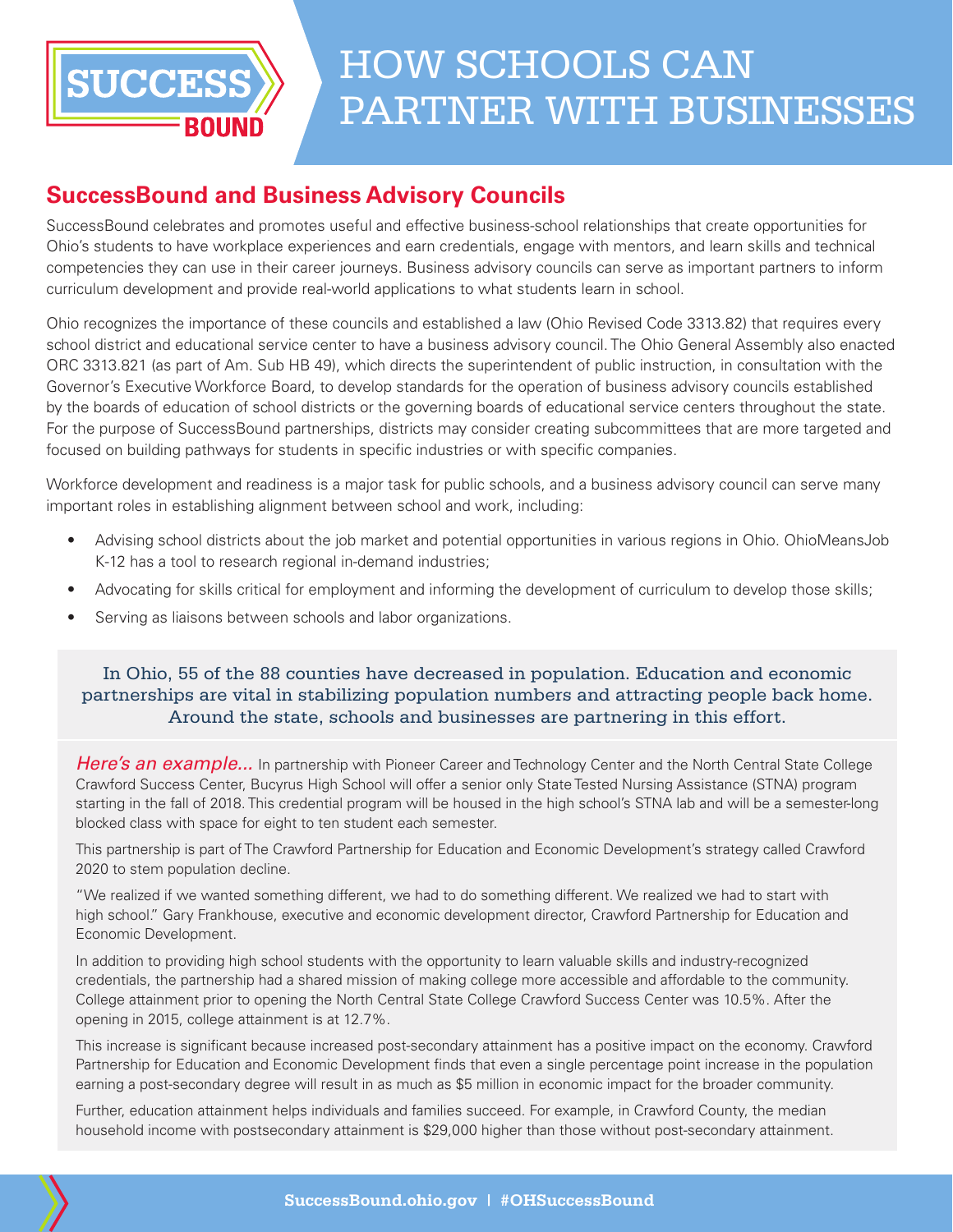# HOW SCHOOLS CAN PARTNER WITH BUSINESSES

## SuccessBound and Business Advisory Councils

SuccessBound celebrates and promotes useful and effective business-school relationships that create opportunities for Ohio's students to have workplace experiences and earn credentials, engage with mentors, and learn skills and technical competencies they can use in their career journeys. Business advisory councils can serve as important partners to inform curriculum development and provide real-world applications to what students learn in school.

Ohio recognizes the importance of these councils and established a law (Ohio Revised Code 3313.82) that requires every school district and educational service center to have a business advisory council. The Ohio General Assembly also enacted ORC 3313.821 (as part of Am. Sub HB 49), which directs the superintendent of public instruction, in consultation with the Governor's Executive Workforce Board, to develop standards for the operation of business advisory councils established by the boards of education of school districts or the governing boards of educational service centers throughout the state. For the purpose of SuccessBound partnerships, districts may consider creating subcommittees that are more targeted and focused on building pathways for students in specific industries or with specific companies.

Workforce development and readiness is a major task for public schools, and a business advisory council can serve many important roles in establishing alignment between school and work, including:

- Advising school districts about the job market and potential opportunities in various regions in Ohio. OhioMeansJob K-12 has a tool to research regional in-demand industries;
- Advocating for skills critical for employment and informing the development of curriculum to develop those skills;
- Serving as liaisons between schools and labor organizations.

In Ohio, 55 of the 88 counties have decreased in population. Education and economic partnerships are vital in stabilizing population numbers and attracting people back home. Around the state, schools and businesses are partnering in this effort.

*Here's an example...* In partnership with Pioneer Career and Technology Center and the North Central State College Crawford Success Center, Bucyrus High School will offer a senior only State Tested Nursing Assistance (STNA) program starting in the fall of 2018. This credential program will be housed in the high school's STNA lab and will be a semester-long blocked class with space for eight to ten student each semester.

This partnership is part of The Crawford Partnership for Education and Economic Development's strategy called Crawford 2020 to stem population decline.

"We realized if we wanted something different, we had to do something different. We realized we had to start with high school." Gary Frankhouse, executive and economic development director, Crawford Partnership for Education and Economic Development.

In addition to providing high school students with the opportunity to learn valuable skills and industry-recognized credentials, the partnership had a shared mission of making college more accessible and affordable to the community. College attainment prior to opening the North Central State College Crawford Success Center was 10.5%. After the opening in 2015, college attainment is at 12.7%.

This increase is significant because increased post-secondary attainment has a positive impact on the economy. Crawford Partnership for Education and Economic Development finds that even a single percentage point increase in the population earning a post-secondary degree will result in as much as $5 million in economic impact for the broader community.

Further, education attainment helps individuals and families succeed. For example, in Crawford County, the median household income with postsecondary attainment is $29,000 higher than those without post-secondary attainment.

SuccessBound.ohio.gov | #OHSuccessBound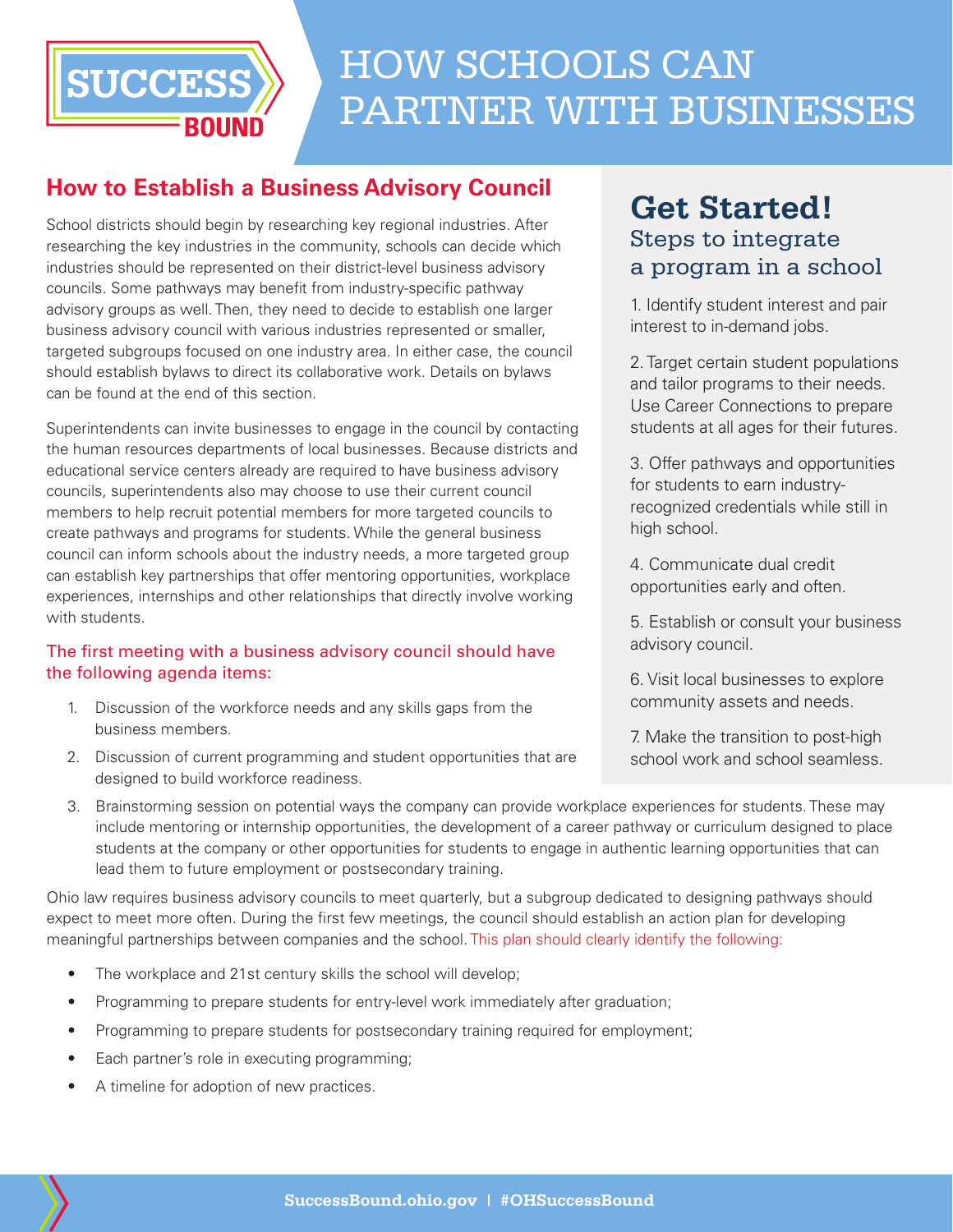# HOW SCHOOLS CAN PARTNER WITH BUSINESSES

## How to Establish a Business Advisory Council

School districts should begin by researching key regional industries. After researching the key industries in the community, schools can decide which industries should be represented on their district-level business advisory councils. Some pathways may benefit from industry-specific pathway advisory groups as well. Then, they need to decide to establish one larger business advisory council with various industries represented or smaller, targeted subgroups focused on one industry area. In either case, the council should establish bylaws to direct its collaborative work. Details on bylaws can be found at the end of this section.

Superintendents can invite businesses to engage in the council by contacting the human resources departments of local businesses. Because districts and educational service centers already are required to have business advisory councils, superintendents also may choose to use their current council members to help recruit potential members for more targeted councils to create pathways and programs for students. While the general business council can inform schools about the industry needs, a more targeted group can establish key partnerships that offer mentoring opportunities, workplace experiences, internships and other relationships that directly involve working with students.

### The first meeting with a business advisory council should have the following agenda items:

1. Discussion of the workforce needs and any skills gaps from the business members.
2. Discussion of current programming and student opportunities that are designed to build workforce readiness.
3. Brainstorming session on potential ways the company can provide workplace experiences for students. These may include mentoring or internship opportunities, the development of a career pathway or curriculum designed to place students at the company or other opportunities for students to engage in authentic learning opportunities that can lead them to future employment or postsecondary training.

Ohio law requires business advisory councils to meet quarterly, but a subgroup dedicated to designing pathways should expect to meet more often. During the first few meetings, the council should establish an action plan for developing meaningful partnerships between companies and the school. This plan should clearly identify the following:

- The workplace and 21st century skills the school will develop;
- Programming to prepare students for entry-level work immediately after graduation;
- Programming to prepare students for postsecondary training required for employment;
- Each partner's role in executing programming;
- A timeline for adoption of new practices.

## Get Started!

### Steps to integrate a program in a school

1. Identify student interest and pair interest to in-demand jobs.
2. Target certain student populations and tailor programs to their needs. Use Career Connections to prepare students at all ages for their futures.
3. Offer pathways and opportunities for students to earn industry-recognized credentials while still in high school.
4. Communicate dual credit opportunities early and often.
5. Establish or consult your business advisory council.
6. Visit local businesses to explore community assets and needs.
7. Make the transition to post-high school work and school seamless.

SuccessBound.ohio.gov | #OHSuccessBound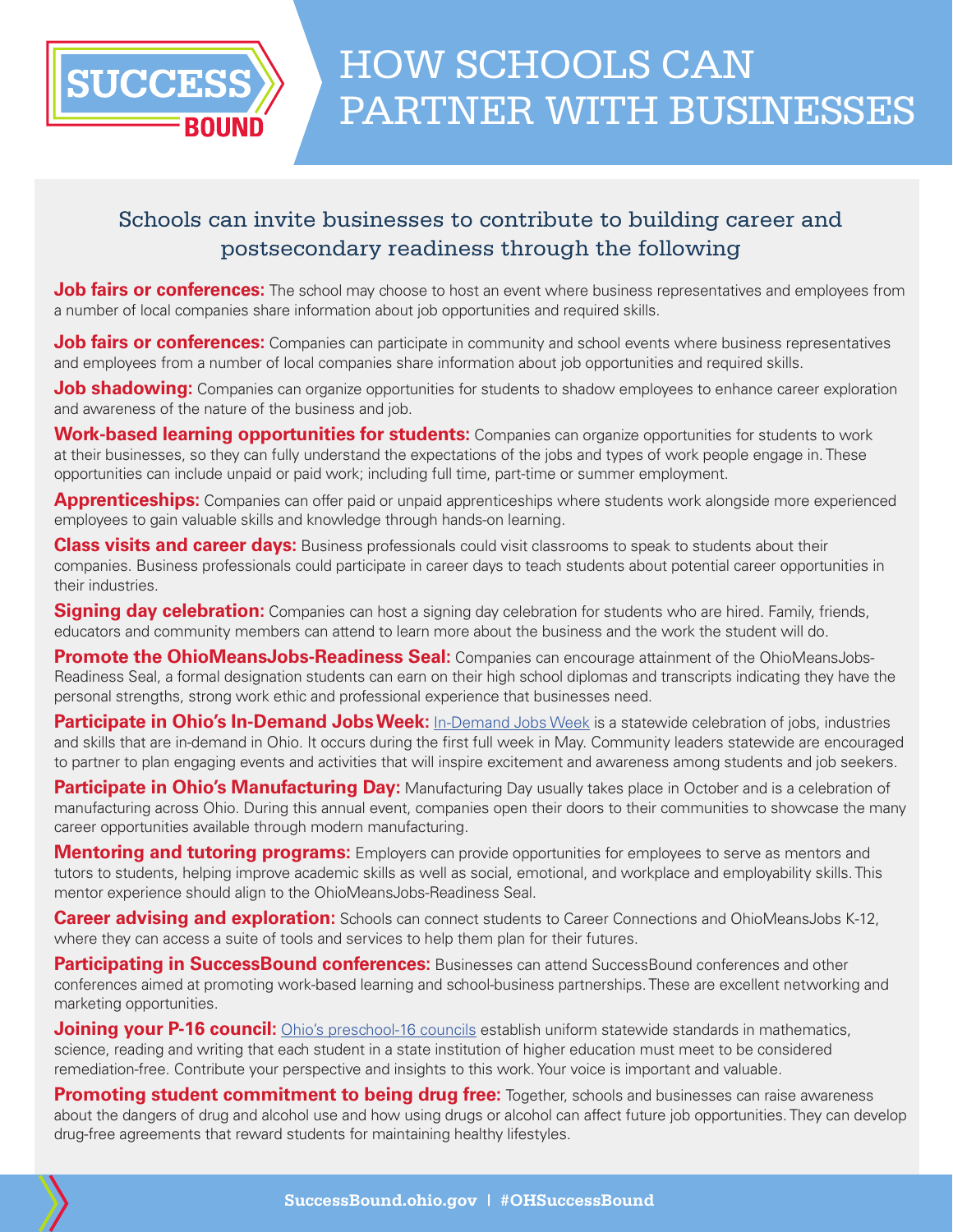# HOW SCHOOLS CAN PARTNER WITH BUSINESSES

## Schools can invite businesses to contribute to building career and postsecondary readiness through the following

**Job fairs or conferences:** The school may choose to host an event where business representatives and employees from a number of local companies share information about job opportunities and required skills.

**Job fairs or conferences:** Companies can participate in community and school events where business representatives and employees from a number of local companies share information about job opportunities and required skills.

**Job shadowing:** Companies can organize opportunities for students to shadow employees to enhance career exploration and awareness of the nature of the business and job.

**Work-based learning opportunities for students:** Companies can organize opportunities for students to work at their businesses, so they can fully understand the expectations of the jobs and types of work people engage in. These opportunities can include unpaid or paid work; including full time, part-time or summer employment.

**Apprenticeships:** Companies can offer paid or unpaid apprenticeships where students work alongside more experienced employees to gain valuable skills and knowledge through hands-on learning.

**Class visits and career days:** Business professionals could visit classrooms to speak to students about their companies. Business professionals could participate in career days to teach students about potential career opportunities in their industries.

**Signing day celebration:** Companies can host a signing day celebration for students who are hired. Family, friends, educators and community members can attend to learn more about the business and the work the student will do.

**Promote the OhioMeansJobs-Readiness Seal:** Companies can encourage attainment of the OhioMeansJobs-Readiness Seal, a formal designation students can earn on their high school diplomas and transcripts indicating they have the personal strengths, strong work ethic and professional experience that businesses need.

**Participate in Ohio's In-Demand Jobs Week:** In-Demand Jobs Week is a statewide celebration of jobs, industries and skills that are in-demand in Ohio. It occurs during the first full week in May. Community leaders statewide are encouraged to partner to plan engaging events and activities that will inspire excitement and awareness among students and job seekers.

**Participate in Ohio's Manufacturing Day:** Manufacturing Day usually takes place in October and is a celebration of manufacturing across Ohio. During this annual event, companies open their doors to their communities to showcase the many career opportunities available through modern manufacturing.

**Mentoring and tutoring programs:** Employers can provide opportunities for employees to serve as mentors and tutors to students, helping improve academic skills as well as social, emotional, and workplace and employability skills. This mentor experience should align to the OhioMeansJobs-Readiness Seal.

**Career advising and exploration:** Schools can connect students to Career Connections and OhioMeansJobs K-12, where they can access a suite of tools and services to help them plan for their futures.

**Participating in SuccessBound conferences:** Businesses can attend SuccessBound conferences and other conferences aimed at promoting work-based learning and school-business partnerships. These are excellent networking and marketing opportunities.

**Joining your P-16 council:** Ohio's preschool-16 councils establish uniform statewide standards in mathematics, science, reading and writing that each student in a state institution of higher education must meet to be considered remediation-free. Contribute your perspective and insights to this work. Your voice is important and valuable.

**Promoting student commitment to being drug free:** Together, schools and businesses can raise awareness about the dangers of drug and alcohol use and how using drugs or alcohol can affect future job opportunities. They can develop drug-free agreements that reward students for maintaining healthy lifestyles.

SuccessBound.ohio.gov | #OHSuccessBound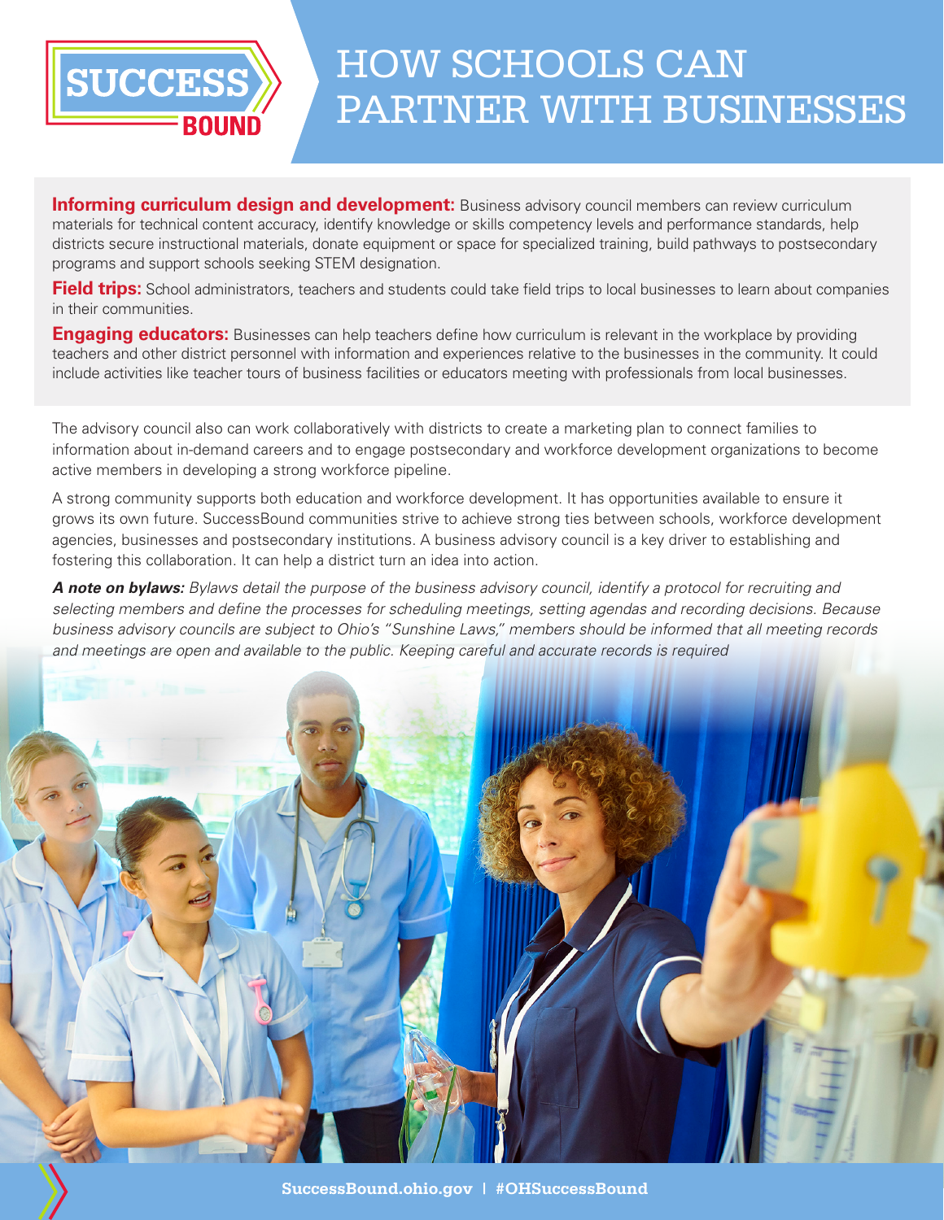# HOW SCHOOLS CAN PARTNER WITH BUSINESSES

**Informing curriculum design and development:** Business advisory council members can review curriculum materials for technical content accuracy, identify knowledge or skills competency levels and performance standards, help districts secure instructional materials, donate equipment or space for specialized training, build pathways to postsecondary programs and support schools seeking STEM designation.

**Field trips:** School administrators, teachers and students could take field trips to local businesses to learn about companies in their communities.

**Engaging educators:** Businesses can help teachers define how curriculum is relevant in the workplace by providing teachers and other district personnel with information and experiences relative to the businesses in the community. It could include activities like teacher tours of business facilities or educators meeting with professionals from local businesses.

The advisory council also can work collaboratively with districts to create a marketing plan to connect families to information about in-demand careers and to engage postsecondary and workforce development organizations to become active members in developing a strong workforce pipeline.

A strong community supports both education and workforce development. It has opportunities available to ensure it grows its own future. SuccessBound communities strive to achieve strong ties between schools, workforce development agencies, businesses and postsecondary institutions. A business advisory council is a key driver to establishing and fostering this collaboration. It can help a district turn an idea into action.

***A note on bylaws:*** *Bylaws detail the purpose of the business advisory council, identify a protocol for recruiting and selecting members and define the processes for scheduling meetings, setting agendas and recording decisions. Because business advisory councils are subject to Ohio's "Sunshine Laws," members should be informed that all meeting records and meetings are open and available to the public. Keeping careful and accurate records is required*

**SuccessBound.ohio.gov | #OHSuccessBound**